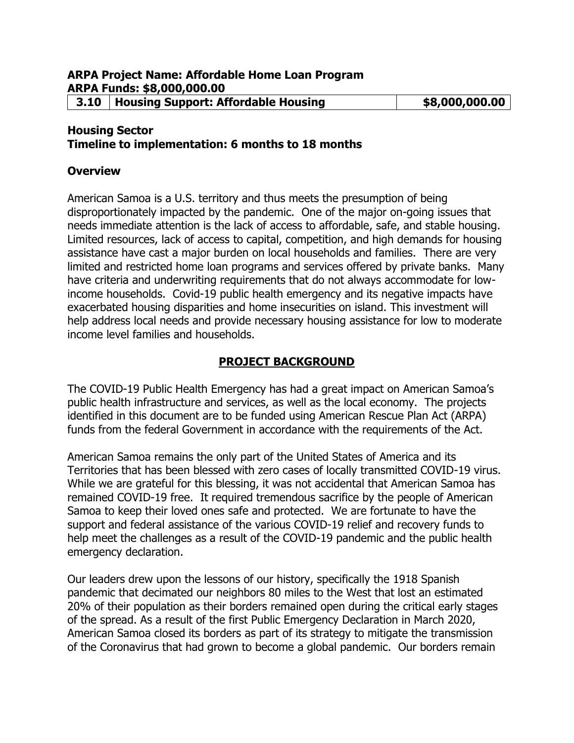**ARPA Project Name: Affordable Home Loan Program**
**ARPA Funds: $8,000,000.00**

| 3.10 | Housing Support: Affordable Housing | $8,000,000.00 |
|---|---|---|

**Housing Sector**
**Timeline to implementation: 6 months to 18 months**

## Overview

American Samoa is a U.S. territory and thus meets the presumption of being disproportionately impacted by the pandemic. One of the major on-going issues that needs immediate attention is the lack of access to affordable, safe, and stable housing. Limited resources, lack of access to capital, competition, and high demands for housing assistance have cast a major burden on local households and families. There are very limited and restricted home loan programs and services offered by private banks. Many have criteria and underwriting requirements that do not always accommodate for low-income households. Covid-19 public health emergency and its negative impacts have exacerbated housing disparities and home insecurities on island. This investment will help address local needs and provide necessary housing assistance for low to moderate income level families and households.

## PROJECT BACKGROUND

The COVID-19 Public Health Emergency has had a great impact on American Samoa's public health infrastructure and services, as well as the local economy. The projects identified in this document are to be funded using American Rescue Plan Act (ARPA) funds from the federal Government in accordance with the requirements of the Act.

American Samoa remains the only part of the United States of America and its Territories that has been blessed with zero cases of locally transmitted COVID-19 virus. While we are grateful for this blessing, it was not accidental that American Samoa has remained COVID-19 free. It required tremendous sacrifice by the people of American Samoa to keep their loved ones safe and protected. We are fortunate to have the support and federal assistance of the various COVID-19 relief and recovery funds to help meet the challenges as a result of the COVID-19 pandemic and the public health emergency declaration.

Our leaders drew upon the lessons of our history, specifically the 1918 Spanish pandemic that decimated our neighbors 80 miles to the West that lost an estimated 20% of their population as their borders remained open during the critical early stages of the spread. As a result of the first Public Emergency Declaration in March 2020, American Samoa closed its borders as part of its strategy to mitigate the transmission of the Coronavirus that had grown to become a global pandemic. Our borders remain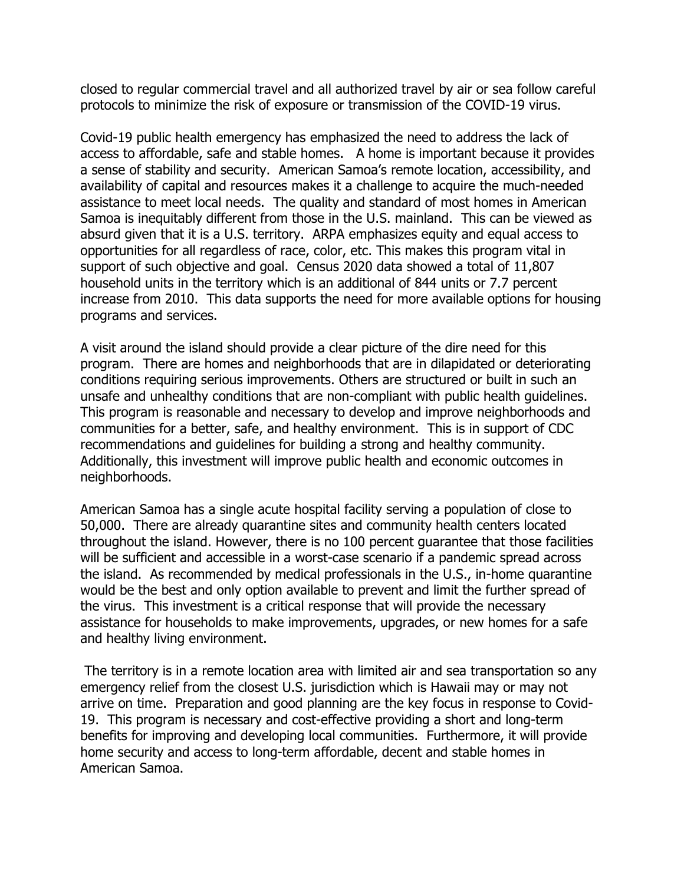closed to regular commercial travel and all authorized travel by air or sea follow careful protocols to minimize the risk of exposure or transmission of the COVID-19 virus.

Covid-19 public health emergency has emphasized the need to address the lack of access to affordable, safe and stable homes. A home is important because it provides a sense of stability and security. American Samoa's remote location, accessibility, and availability of capital and resources makes it a challenge to acquire the much-needed assistance to meet local needs. The quality and standard of most homes in American Samoa is inequitably different from those in the U.S. mainland. This can be viewed as absurd given that it is a U.S. territory. ARPA emphasizes equity and equal access to opportunities for all regardless of race, color, etc. This makes this program vital in support of such objective and goal. Census 2020 data showed a total of 11,807 household units in the territory which is an additional of 844 units or 7.7 percent increase from 2010. This data supports the need for more available options for housing programs and services.

A visit around the island should provide a clear picture of the dire need for this program. There are homes and neighborhoods that are in dilapidated or deteriorating conditions requiring serious improvements. Others are structured or built in such an unsafe and unhealthy conditions that are non-compliant with public health guidelines. This program is reasonable and necessary to develop and improve neighborhoods and communities for a better, safe, and healthy environment. This is in support of CDC recommendations and guidelines for building a strong and healthy community. Additionally, this investment will improve public health and economic outcomes in neighborhoods.

American Samoa has a single acute hospital facility serving a population of close to 50,000. There are already quarantine sites and community health centers located throughout the island. However, there is no 100 percent guarantee that those facilities will be sufficient and accessible in a worst-case scenario if a pandemic spread across the island. As recommended by medical professionals in the U.S., in-home quarantine would be the best and only option available to prevent and limit the further spread of the virus. This investment is a critical response that will provide the necessary assistance for households to make improvements, upgrades, or new homes for a safe and healthy living environment.

The territory is in a remote location area with limited air and sea transportation so any emergency relief from the closest U.S. jurisdiction which is Hawaii may or may not arrive on time. Preparation and good planning are the key focus in response to Covid-19. This program is necessary and cost-effective providing a short and long-term benefits for improving and developing local communities. Furthermore, it will provide home security and access to long-term affordable, decent and stable homes in American Samoa.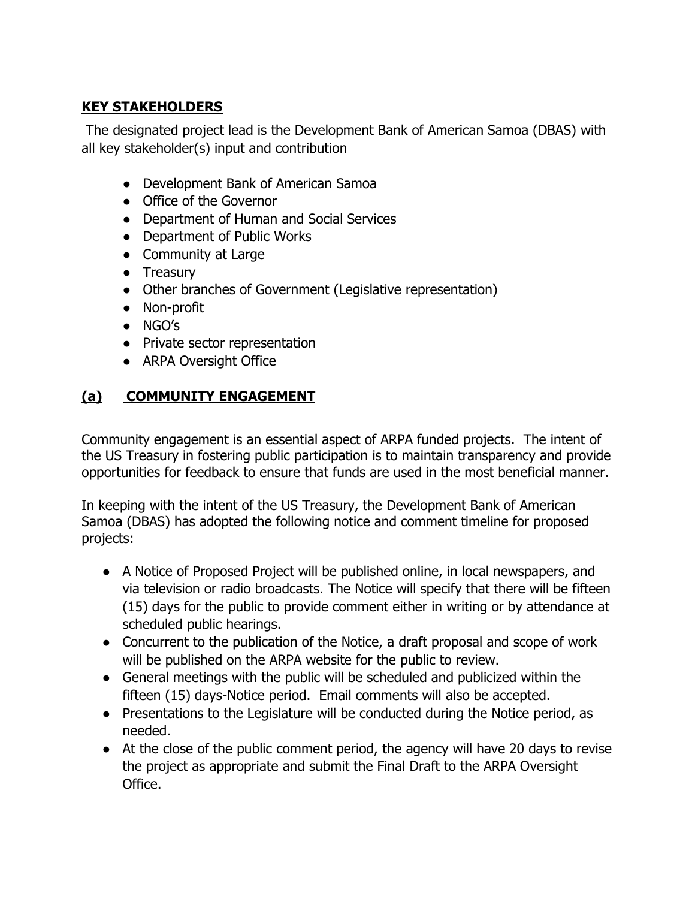## **KEY STAKEHOLDERS**

The designated project lead is the Development Bank of American Samoa (DBAS) with all key stakeholder(s) input and contribution

- Development Bank of American Samoa
- Office of the Governor
- Department of Human and Social Services
- Department of Public Works
- Community at Large
- Treasury
- Other branches of Government (Legislative representation)
- Non-profit
- NGO's
- Private sector representation
- ARPA Oversight Office

## **(a) COMMUNITY ENGAGEMENT**

Community engagement is an essential aspect of ARPA funded projects. The intent of the US Treasury in fostering public participation is to maintain transparency and provide opportunities for feedback to ensure that funds are used in the most beneficial manner.

In keeping with the intent of the US Treasury, the Development Bank of American Samoa (DBAS) has adopted the following notice and comment timeline for proposed projects:

- A Notice of Proposed Project will be published online, in local newspapers, and via television or radio broadcasts. The Notice will specify that there will be fifteen (15) days for the public to provide comment either in writing or by attendance at scheduled public hearings.
- Concurrent to the publication of the Notice, a draft proposal and scope of work will be published on the ARPA website for the public to review.
- General meetings with the public will be scheduled and publicized within the fifteen (15) days-Notice period. Email comments will also be accepted.
- Presentations to the Legislature will be conducted during the Notice period, as needed.
- At the close of the public comment period, the agency will have 20 days to revise the project as appropriate and submit the Final Draft to the ARPA Oversight Office.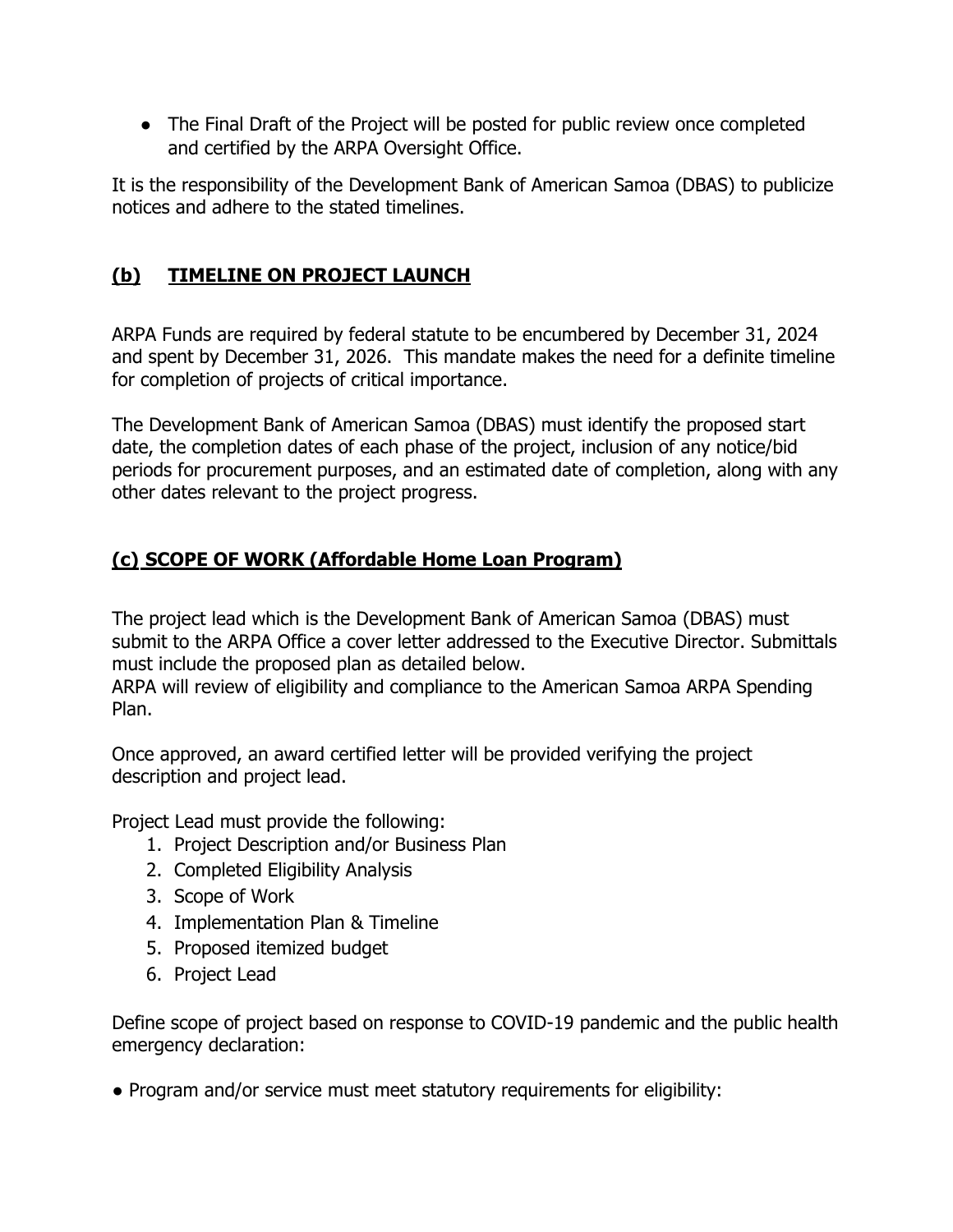- The Final Draft of the Project will be posted for public review once completed and certified by the ARPA Oversight Office.

It is the responsibility of the Development Bank of American Samoa (DBAS) to publicize notices and adhere to the stated timelines.

## **(b) TIMELINE ON PROJECT LAUNCH**

ARPA Funds are required by federal statute to be encumbered by December 31, 2024 and spent by December 31, 2026. This mandate makes the need for a definite timeline for completion of projects of critical importance.

The Development Bank of American Samoa (DBAS) must identify the proposed start date, the completion dates of each phase of the project, inclusion of any notice/bid periods for procurement purposes, and an estimated date of completion, along with any other dates relevant to the project progress.

## **(c) SCOPE OF WORK (Affordable Home Loan Program)**

The project lead which is the Development Bank of American Samoa (DBAS) must submit to the ARPA Office a cover letter addressed to the Executive Director. Submittals must include the proposed plan as detailed below.
ARPA will review of eligibility and compliance to the American Samoa ARPA Spending Plan.

Once approved, an award certified letter will be provided verifying the project description and project lead.

Project Lead must provide the following:

1. Project Description and/or Business Plan
2. Completed Eligibility Analysis
3. Scope of Work
4. Implementation Plan & Timeline
5. Proposed itemized budget
6. Project Lead

Define scope of project based on response to COVID-19 pandemic and the public health emergency declaration:

- Program and/or service must meet statutory requirements for eligibility: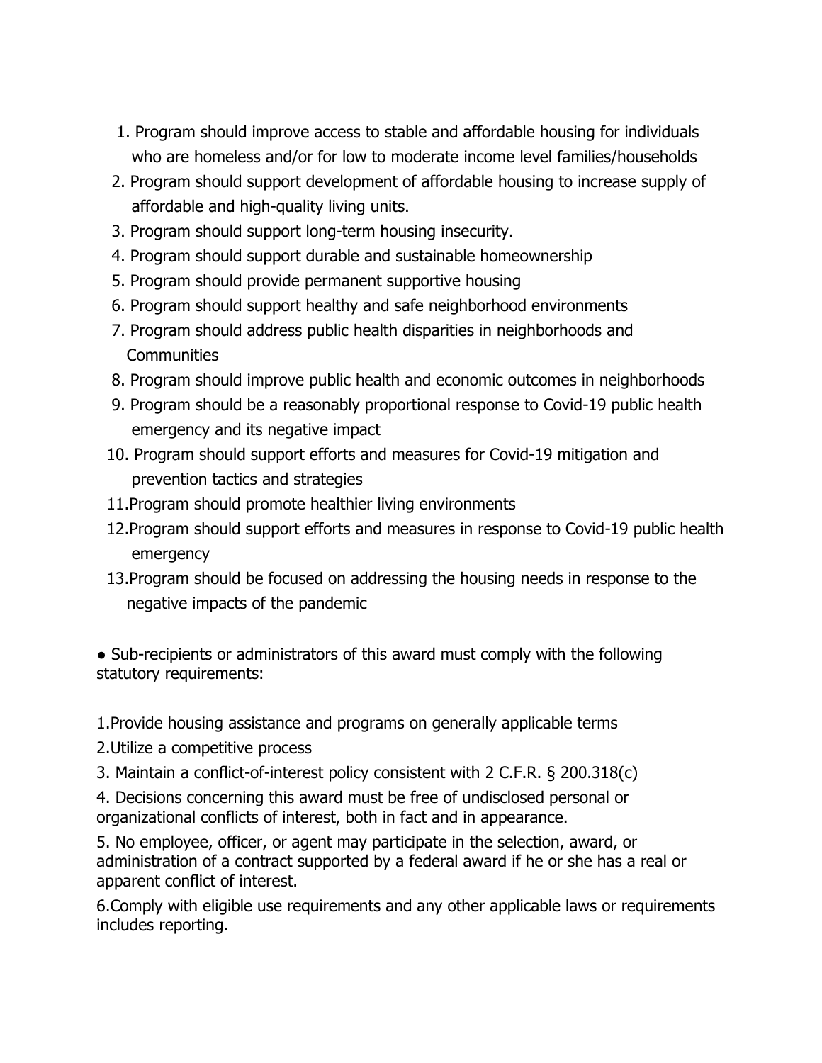1. Program should improve access to stable and affordable housing for individuals who are homeless and/or for low to moderate income level families/households
2. Program should support development of affordable housing to increase supply of affordable and high-quality living units.
3. Program should support long-term housing insecurity.
4. Program should support durable and sustainable homeownership
5. Program should provide permanent supportive housing
6. Program should support healthy and safe neighborhood environments
7. Program should address public health disparities in neighborhoods and Communities
8. Program should improve public health and economic outcomes in neighborhoods
9. Program should be a reasonably proportional response to Covid-19 public health emergency and its negative impact
10. Program should support efforts and measures for Covid-19 mitigation and prevention tactics and strategies
11. Program should promote healthier living environments
12. Program should support efforts and measures in response to Covid-19 public health emergency
13. Program should be focused on addressing the housing needs in response to the negative impacts of the pandemic

- Sub-recipients or administrators of this award must comply with the following statutory requirements:

1. Provide housing assistance and programs on generally applicable terms
2. Utilize a competitive process
3. Maintain a conflict-of-interest policy consistent with 2 C.F.R. § 200.318(c)
4. Decisions concerning this award must be free of undisclosed personal or organizational conflicts of interest, both in fact and in appearance.
5. No employee, officer, or agent may participate in the selection, award, or administration of a contract supported by a federal award if he or she has a real or apparent conflict of interest.
6. Comply with eligible use requirements and any other applicable laws or requirements includes reporting.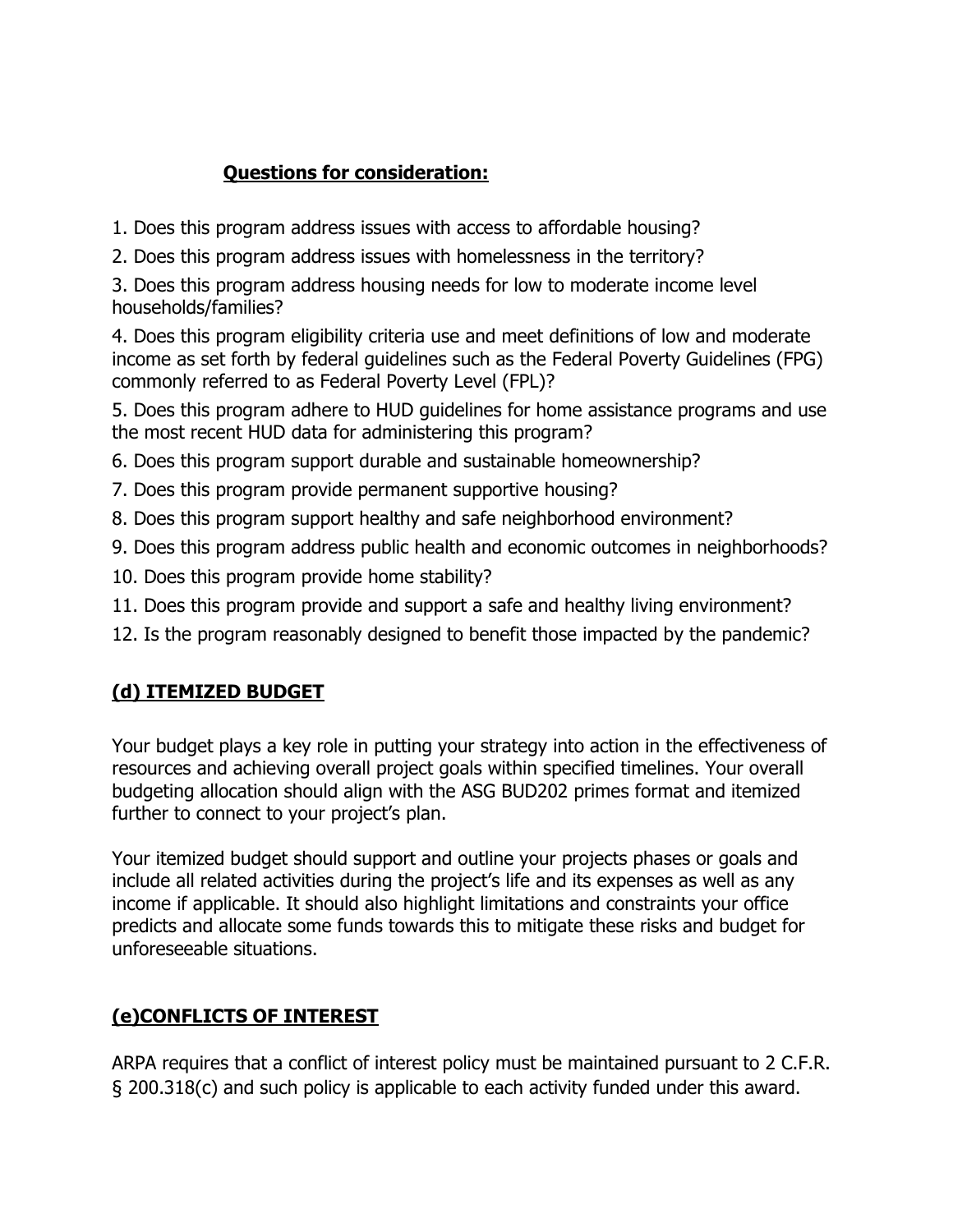**Questions for consideration:**

1. Does this program address issues with access to affordable housing?
2. Does this program address issues with homelessness in the territory?
3. Does this program address housing needs for low to moderate income level households/families?
4. Does this program eligibility criteria use and meet definitions of low and moderate income as set forth by federal guidelines such as the Federal Poverty Guidelines (FPG) commonly referred to as Federal Poverty Level (FPL)?
5. Does this program adhere to HUD guidelines for home assistance programs and use the most recent HUD data for administering this program?
6. Does this program support durable and sustainable homeownership?
7. Does this program provide permanent supportive housing?
8. Does this program support healthy and safe neighborhood environment?
9. Does this program address public health and economic outcomes in neighborhoods?
10. Does this program provide home stability?
11. Does this program provide and support a safe and healthy living environment?
12. Is the program reasonably designed to benefit those impacted by the pandemic?

## (d) ITEMIZED BUDGET

Your budget plays a key role in putting your strategy into action in the effectiveness of resources and achieving overall project goals within specified timelines. Your overall budgeting allocation should align with the ASG BUD202 primes format and itemized further to connect to your project's plan.

Your itemized budget should support and outline your projects phases or goals and include all related activities during the project's life and its expenses as well as any income if applicable. It should also highlight limitations and constraints your office predicts and allocate some funds towards this to mitigate these risks and budget for unforeseeable situations.

## (e)CONFLICTS OF INTEREST

ARPA requires that a conflict of interest policy must be maintained pursuant to 2 C.F.R. § 200.318(c) and such policy is applicable to each activity funded under this award.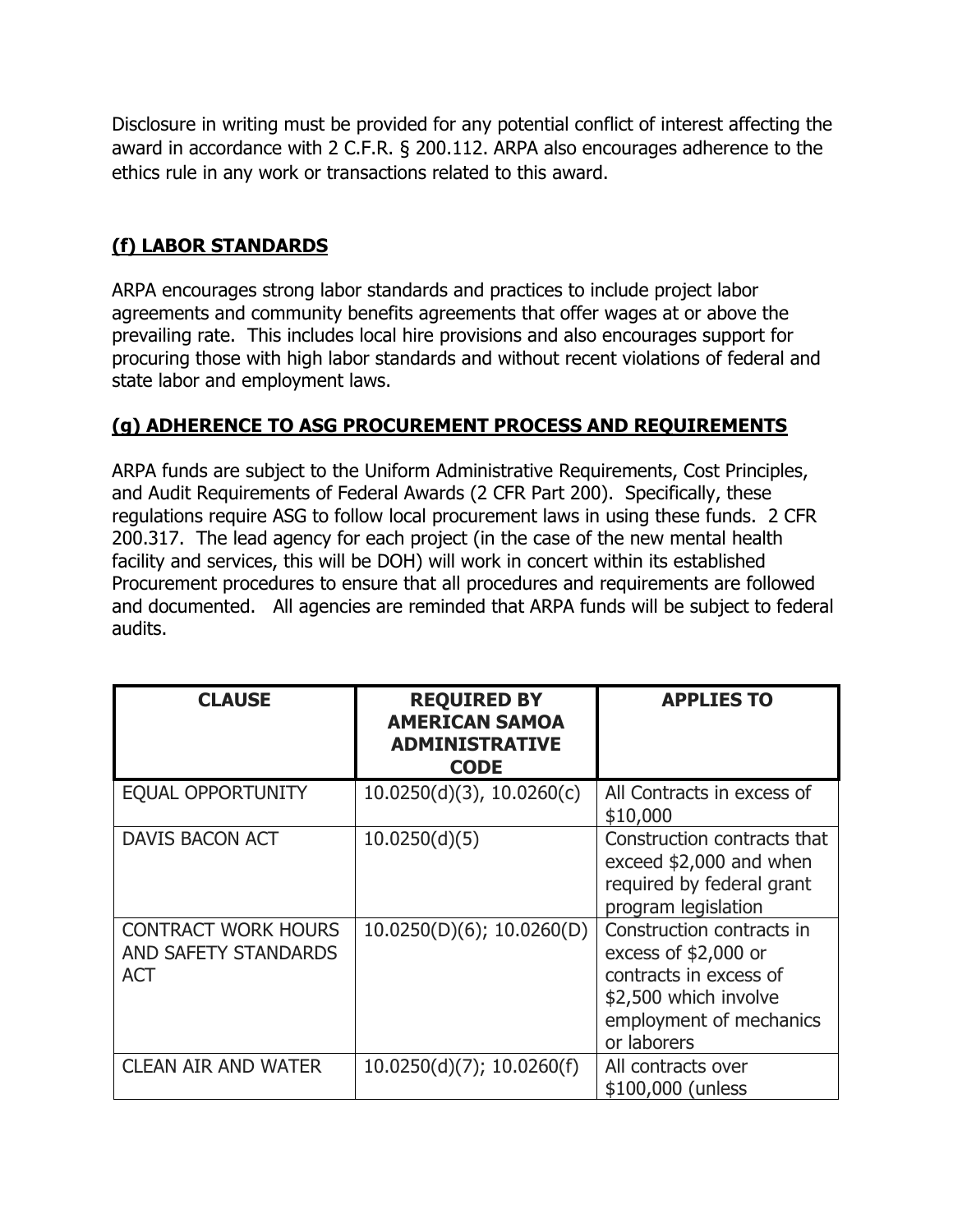Disclosure in writing must be provided for any potential conflict of interest affecting the award in accordance with 2 C.F.R. § 200.112. ARPA also encourages adherence to the ethics rule in any work or transactions related to this award.

## (f) LABOR STANDARDS

ARPA encourages strong labor standards and practices to include project labor agreements and community benefits agreements that offer wages at or above the prevailing rate. This includes local hire provisions and also encourages support for procuring those with high labor standards and without recent violations of federal and state labor and employment laws.

## (g) ADHERENCE TO ASG PROCUREMENT PROCESS AND REQUIREMENTS

ARPA funds are subject to the Uniform Administrative Requirements, Cost Principles, and Audit Requirements of Federal Awards (2 CFR Part 200). Specifically, these regulations require ASG to follow local procurement laws in using these funds. 2 CFR 200.317. The lead agency for each project (in the case of the new mental health facility and services, this will be DOH) will work in concert within its established Procurement procedures to ensure that all procedures and requirements are followed and documented. All agencies are reminded that ARPA funds will be subject to federal audits.

| CLAUSE | REQUIRED BY AMERICAN SAMOA ADMINISTRATIVE CODE | APPLIES TO |
|---|---|---|
| EQUAL OPPORTUNITY | 10.0250(d)(3), 10.0260(c) | All Contracts in excess of $10,000 |
| DAVIS BACON ACT | 10.0250(d)(5) | Construction contracts that exceed $2,000 and when required by federal grant program legislation |
| CONTRACT WORK HOURS AND SAFETY STANDARDS ACT | 10.0250(D)(6); 10.0260(D) | Construction contracts in excess of $2,000 or contracts in excess of $2,500 which involve employment of mechanics or laborers |
| CLEAN AIR AND WATER | 10.0250(d)(7); 10.0260(f) | All contracts over $100,000 (unless |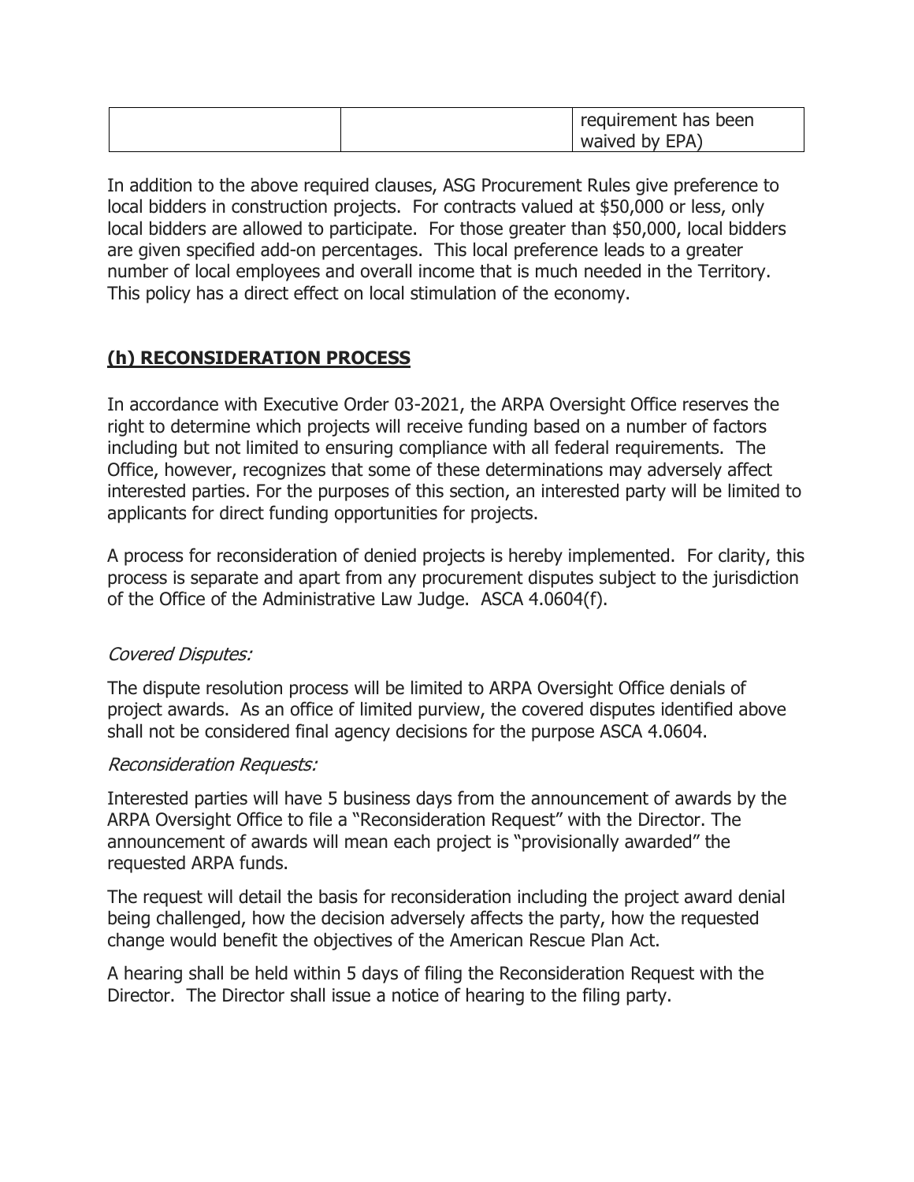| | | requirement has been waived by EPA) |
|---|---|---|

In addition to the above required clauses, ASG Procurement Rules give preference to local bidders in construction projects. For contracts valued at $50,000 or less, only local bidders are allowed to participate. For those greater than $50,000, local bidders are given specified add-on percentages. This local preference leads to a greater number of local employees and overall income that is much needed in the Territory. This policy has a direct effect on local stimulation of the economy.

## **(h) RECONSIDERATION PROCESS**

In accordance with Executive Order 03-2021, the ARPA Oversight Office reserves the right to determine which projects will receive funding based on a number of factors including but not limited to ensuring compliance with all federal requirements. The Office, however, recognizes that some of these determinations may adversely affect interested parties. For the purposes of this section, an interested party will be limited to applicants for direct funding opportunities for projects.

A process for reconsideration of denied projects is hereby implemented. For clarity, this process is separate and apart from any procurement disputes subject to the jurisdiction of the Office of the Administrative Law Judge. ASCA 4.0604(f).

*Covered Disputes:*

The dispute resolution process will be limited to ARPA Oversight Office denials of project awards. As an office of limited purview, the covered disputes identified above shall not be considered final agency decisions for the purpose ASCA 4.0604.

*Reconsideration Requests:*

Interested parties will have 5 business days from the announcement of awards by the ARPA Oversight Office to file a "Reconsideration Request" with the Director. The announcement of awards will mean each project is "provisionally awarded" the requested ARPA funds.

The request will detail the basis for reconsideration including the project award denial being challenged, how the decision adversely affects the party, how the requested change would benefit the objectives of the American Rescue Plan Act.

A hearing shall be held within 5 days of filing the Reconsideration Request with the Director. The Director shall issue a notice of hearing to the filing party.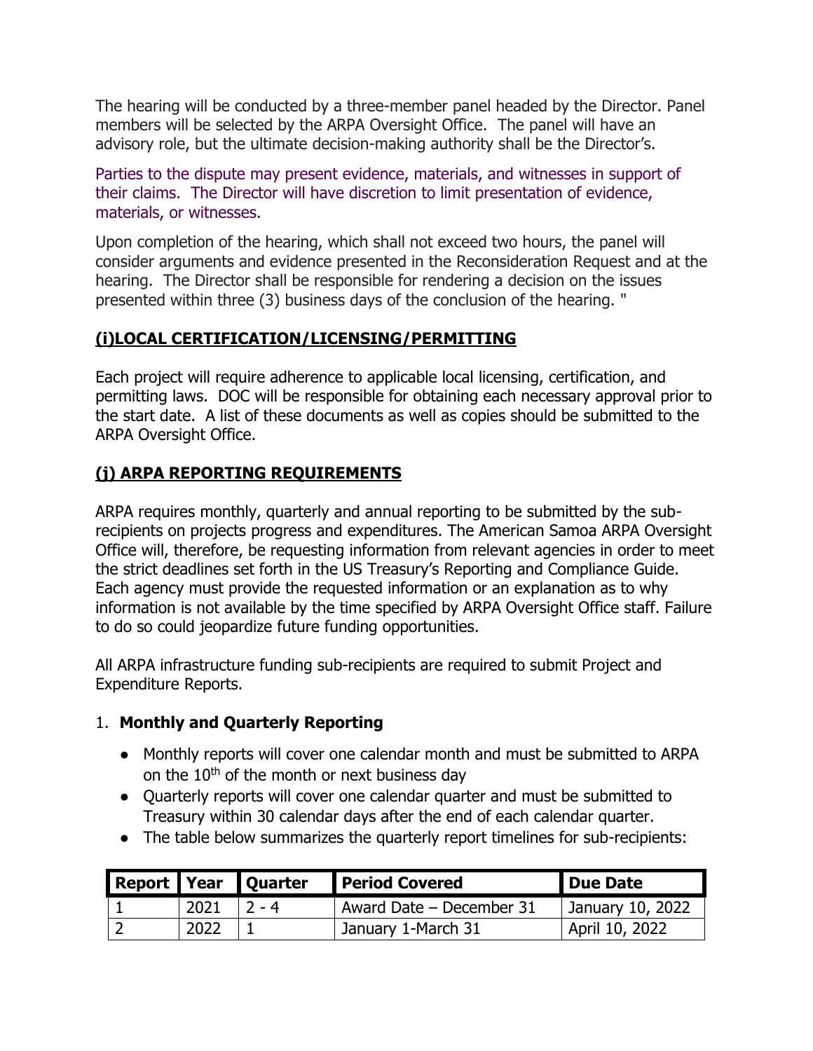The hearing will be conducted by a three-member panel headed by the Director. Panel members will be selected by the ARPA Oversight Office. The panel will have an advisory role, but the ultimate decision-making authority shall be the Director's.

Parties to the dispute may present evidence, materials, and witnesses in support of their claims. The Director will have discretion to limit presentation of evidence, materials, or witnesses.

Upon completion of the hearing, which shall not exceed two hours, the panel will consider arguments and evidence presented in the Reconsideration Request and at the hearing. The Director shall be responsible for rendering a decision on the issues presented within three (3) business days of the conclusion of the hearing. "

## (i)LOCAL CERTIFICATION/LICENSING/PERMITTING

Each project will require adherence to applicable local licensing, certification, and permitting laws. DOC will be responsible for obtaining each necessary approval prior to the start date. A list of these documents as well as copies should be submitted to the ARPA Oversight Office.

## (j) ARPA REPORTING REQUIREMENTS

ARPA requires monthly, quarterly and annual reporting to be submitted by the sub-recipients on projects progress and expenditures. The American Samoa ARPA Oversight Office will, therefore, be requesting information from relevant agencies in order to meet the strict deadlines set forth in the US Treasury's Reporting and Compliance Guide. Each agency must provide the requested information or an explanation as to why information is not available by the time specified by ARPA Oversight Office staff. Failure to do so could jeopardize future funding opportunities.

All ARPA infrastructure funding sub-recipients are required to submit Project and Expenditure Reports.

1. **Monthly and Quarterly Reporting**

- Monthly reports will cover one calendar month and must be submitted to ARPA on the 10th of the month or next business day
- Quarterly reports will cover one calendar quarter and must be submitted to Treasury within 30 calendar days after the end of each calendar quarter.
- The table below summarizes the quarterly report timelines for sub-recipients:

| Report | Year | Quarter | Period Covered | Due Date |
|---|---|---|---|---|
| 1 | 2021 | 2 - 4 | Award Date – December 31 | January 10, 2022 |
| 2 | 2022 | 1 | January 1-March 31 | April 10, 2022 |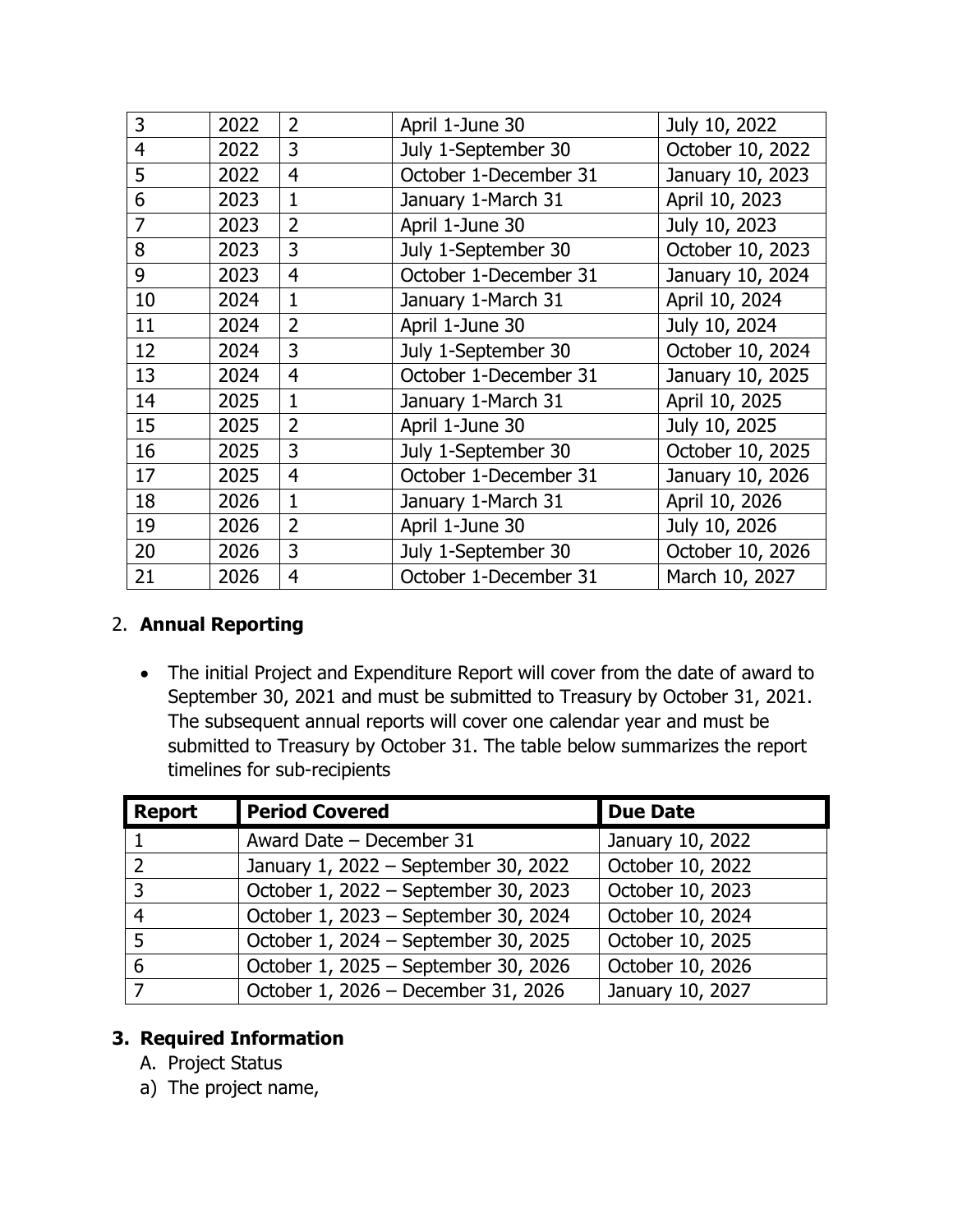| 3 | 2022 | 2 | April 1-June 30 | July 10, 2022 |
|---|---|---|---|---|
| 4 | 2022 | 3 | July 1-September 30 | October 10, 2022 |
| 5 | 2022 | 4 | October 1-December 31 | January 10, 2023 |
| 6 | 2023 | 1 | January 1-March 31 | April 10, 2023 |
| 7 | 2023 | 2 | April 1-June 30 | July 10, 2023 |
| 8 | 2023 | 3 | July 1-September 30 | October 10, 2023 |
| 9 | 2023 | 4 | October 1-December 31 | January 10, 2024 |
| 10 | 2024 | 1 | January 1-March 31 | April 10, 2024 |
| 11 | 2024 | 2 | April 1-June 30 | July 10, 2024 |
| 12 | 2024 | 3 | July 1-September 30 | October 10, 2024 |
| 13 | 2024 | 4 | October 1-December 31 | January 10, 2025 |
| 14 | 2025 | 1 | January 1-March 31 | April 10, 2025 |
| 15 | 2025 | 2 | April 1-June 30 | July 10, 2025 |
| 16 | 2025 | 3 | July 1-September 30 | October 10, 2025 |
| 17 | 2025 | 4 | October 1-December 31 | January 10, 2026 |
| 18 | 2026 | 1 | January 1-March 31 | April 10, 2026 |
| 19 | 2026 | 2 | April 1-June 30 | July 10, 2026 |
| 20 | 2026 | 3 | July 1-September 30 | October 10, 2026 |
| 21 | 2026 | 4 | October 1-December 31 | March 10, 2027 |

2. **Annual Reporting**

- The initial Project and Expenditure Report will cover from the date of award to September 30, 2021 and must be submitted to Treasury by October 31, 2021. The subsequent annual reports will cover one calendar year and must be submitted to Treasury by October 31. The table below summarizes the report timelines for sub-recipients

| Report | Period Covered | Due Date |
|---|---|---|
| 1 | Award Date – December 31 | January 10, 2022 |
| 2 | January 1, 2022 – September 30, 2022 | October 10, 2022 |
| 3 | October 1, 2022 – September 30, 2023 | October 10, 2023 |
| 4 | October 1, 2023 – September 30, 2024 | October 10, 2024 |
| 5 | October 1, 2024 – September 30, 2025 | October 10, 2025 |
| 6 | October 1, 2025 – September 30, 2026 | October 10, 2026 |
| 7 | October 1, 2026 – December 31, 2026 | January 10, 2027 |

3. **Required Information**

A. Project Status

a) The project name,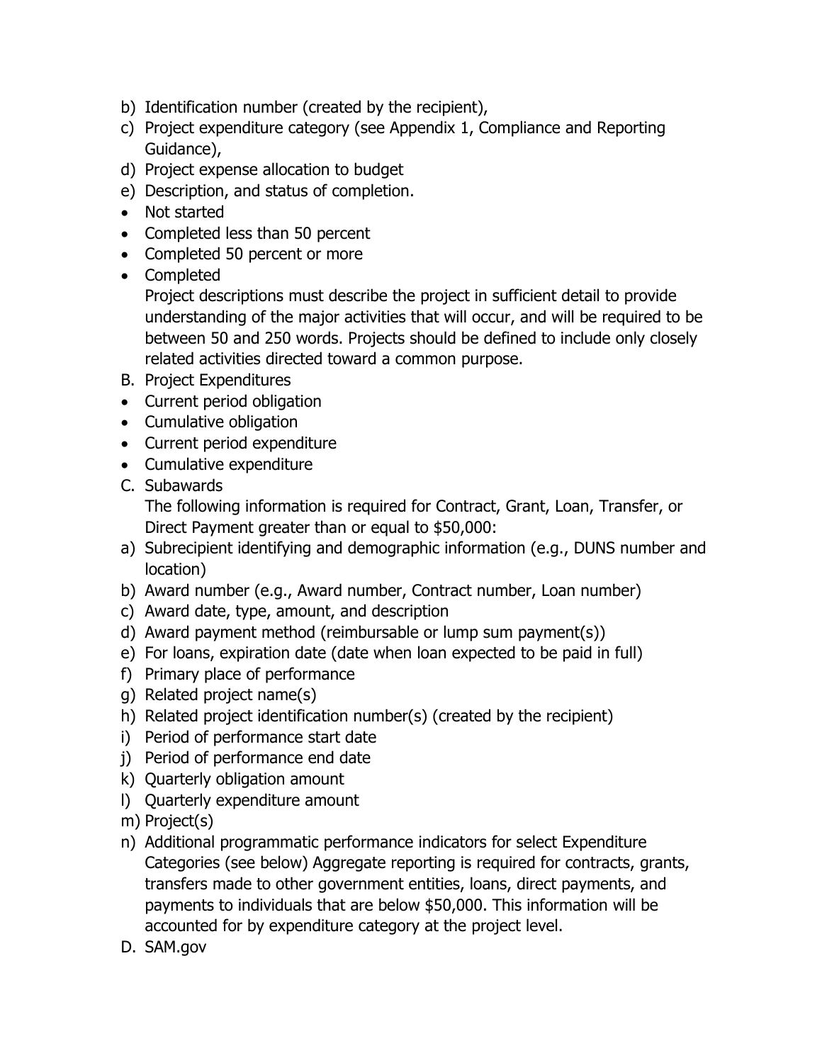b) Identification number (created by the recipient),
c) Project expenditure category (see Appendix 1, Compliance and Reporting Guidance),
d) Project expense allocation to budget
e) Description, and status of completion.

- Not started
- Completed less than 50 percent
- Completed 50 percent or more
- Completed

  Project descriptions must describe the project in sufficient detail to provide understanding of the major activities that will occur, and will be required to be between 50 and 250 words. Projects should be defined to include only closely related activities directed toward a common purpose.

B. Project Expenditures

- Current period obligation
- Cumulative obligation
- Current period expenditure
- Cumulative expenditure

C. Subawards

  The following information is required for Contract, Grant, Loan, Transfer, or Direct Payment greater than or equal to $50,000:

a) Subrecipient identifying and demographic information (e.g., DUNS number and location)
b) Award number (e.g., Award number, Contract number, Loan number)
c) Award date, type, amount, and description
d) Award payment method (reimbursable or lump sum payment(s))
e) For loans, expiration date (date when loan expected to be paid in full)
f) Primary place of performance
g) Related project name(s)
h) Related project identification number(s) (created by the recipient)
i) Period of performance start date
j) Period of performance end date
k) Quarterly obligation amount
l) Quarterly expenditure amount
m) Project(s)
n) Additional programmatic performance indicators for select Expenditure Categories (see below) Aggregate reporting is required for contracts, grants, transfers made to other government entities, loans, direct payments, and payments to individuals that are below $50,000. This information will be accounted for by expenditure category at the project level.

D. SAM.gov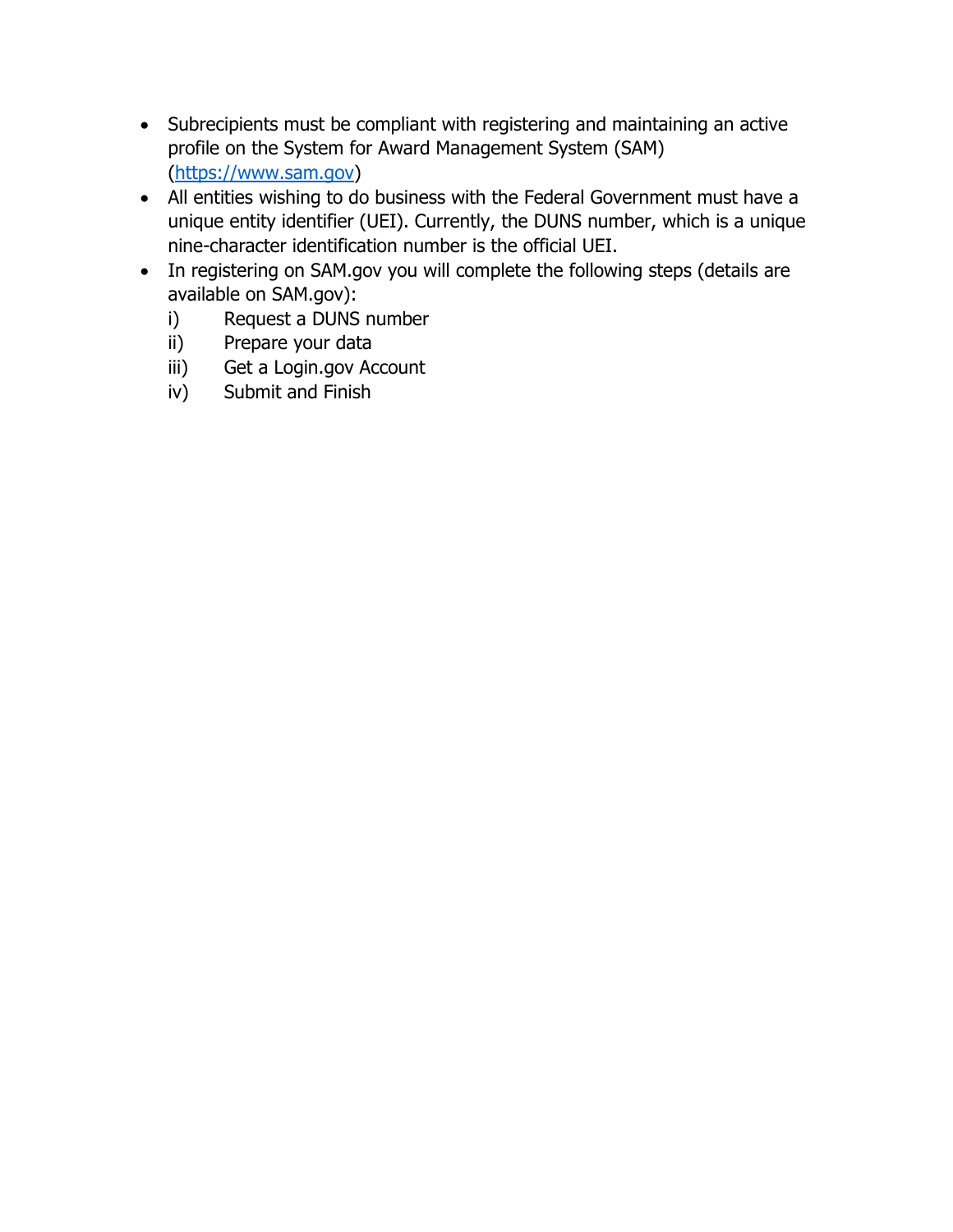- Subrecipients must be compliant with registering and maintaining an active profile on the System for Award Management System (SAM) (https://www.sam.gov)
- All entities wishing to do business with the Federal Government must have a unique entity identifier (UEI). Currently, the DUNS number, which is a unique nine-character identification number is the official UEI.
- In registering on SAM.gov you will complete the following steps (details are available on SAM.gov):
  - i) Request a DUNS number
  - ii) Prepare your data
  - iii) Get a Login.gov Account
  - iv) Submit and Finish